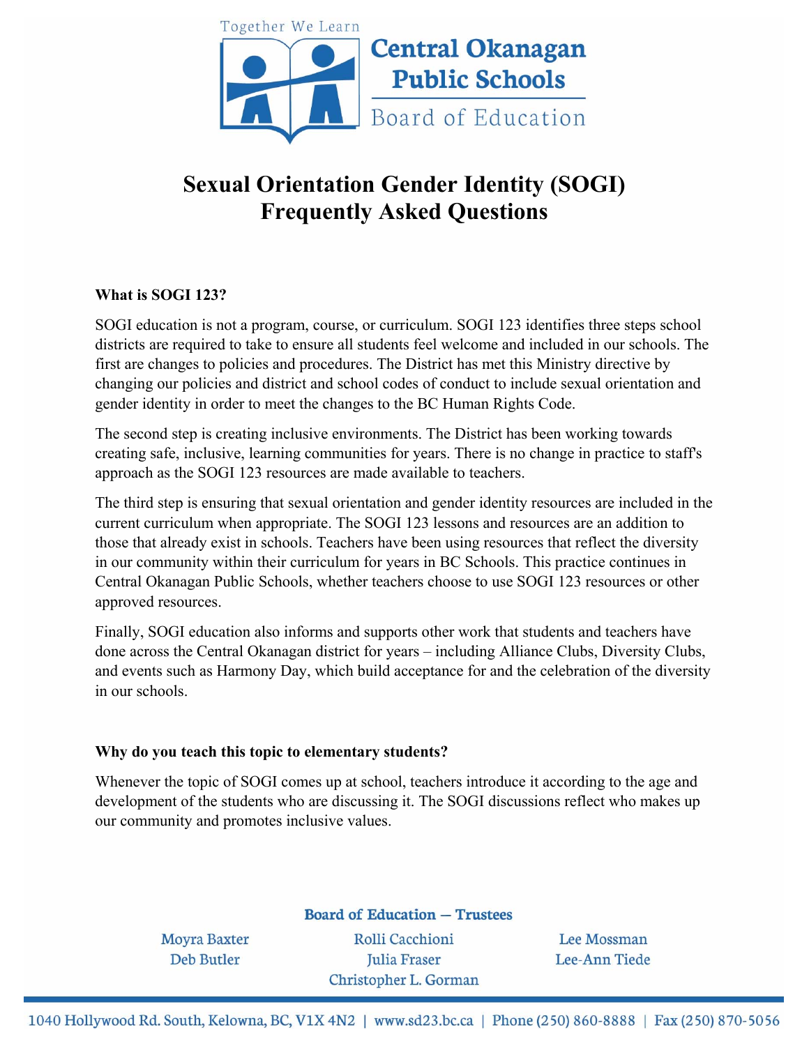Together We Learn

**Central Okanagan Public Schools**

Board of Education

# Sexual Orientation Gender Identity (SOGI) Frequently Asked Questions

### What is SOGI 123?

SOGI education is not a program, course, or curriculum. SOGI 123 identifies three steps school districts are required to take to ensure all students feel welcome and included in our schools. The first are changes to policies and procedures. The District has met this Ministry directive by changing our policies and district and school codes of conduct to include sexual orientation and gender identity in order to meet the changes to the BC Human Rights Code.

The second step is creating inclusive environments. The District has been working towards creating safe, inclusive, learning communities for years. There is no change in practice to staff's approach as the SOGI 123 resources are made available to teachers.

The third step is ensuring that sexual orientation and gender identity resources are included in the current curriculum when appropriate. The SOGI 123 lessons and resources are an addition to those that already exist in schools. Teachers have been using resources that reflect the diversity in our community within their curriculum for years in BC Schools. This practice continues in Central Okanagan Public Schools, whether teachers choose to use SOGI 123 resources or other approved resources.

Finally, SOGI education also informs and supports other work that students and teachers have done across the Central Okanagan district for years – including Alliance Clubs, Diversity Clubs, and events such as Harmony Day, which build acceptance for and the celebration of the diversity in our schools.

### Why do you teach this topic to elementary students?

Whenever the topic of SOGI comes up at school, teachers introduce it according to the age and development of the students who are discussing it. The SOGI discussions reflect who makes up our community and promotes inclusive values.

**Board of Education — Trustees**

Moyra Baxter, Deb Butler, Rolli Cacchioni, Julia Fraser, Christopher L. Gorman, Lee Mossman, Lee-Ann Tiede

1040 Hollywood Rd. South, Kelowna, BC, V1X 4N2 | www.sd23.bc.ca | Phone (250) 860-8888 | Fax (250) 870-5056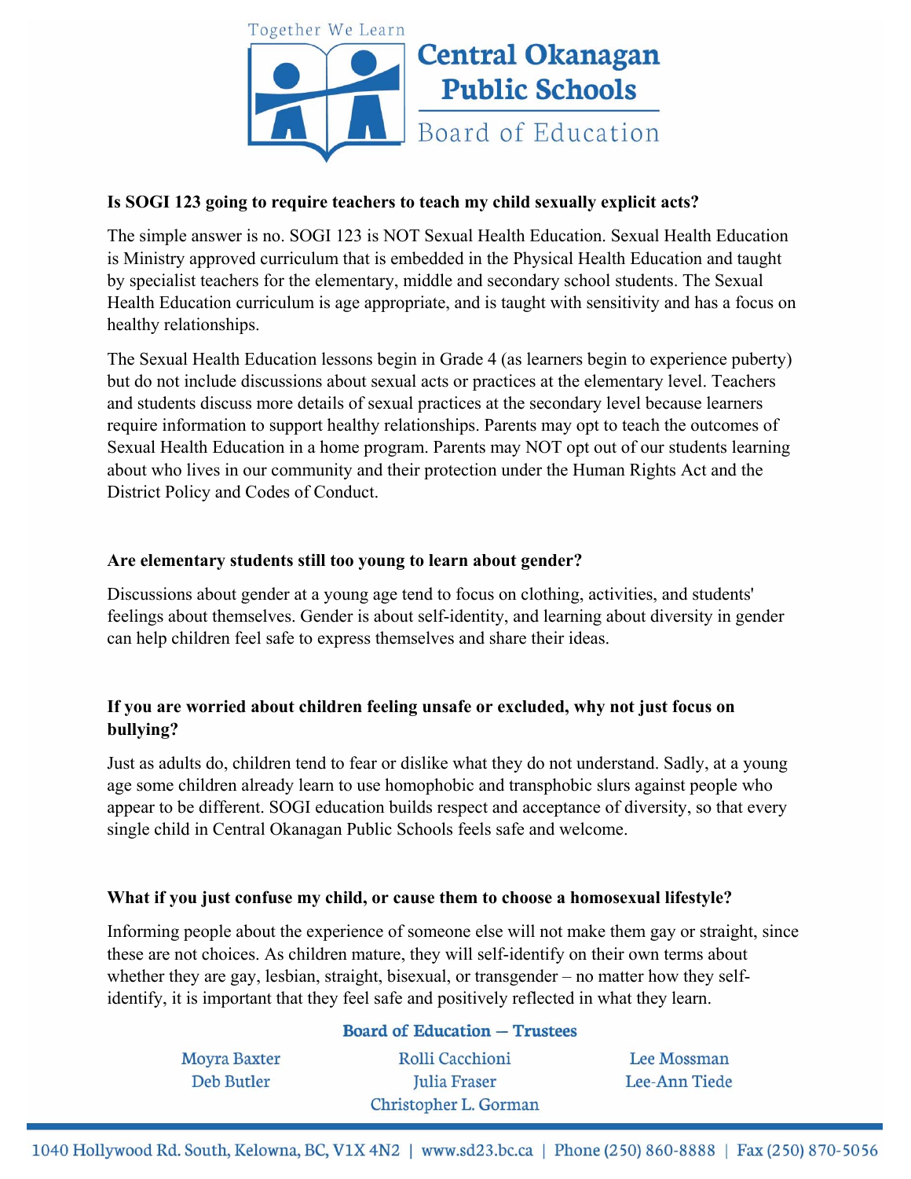Together We Learn

**Central Okanagan Public Schools**

Board of Education

**Is SOGI 123 going to require teachers to teach my child sexually explicit acts?**

The simple answer is no. SOGI 123 is NOT Sexual Health Education. Sexual Health Education is Ministry approved curriculum that is embedded in the Physical Health Education and taught by specialist teachers for the elementary, middle and secondary school students. The Sexual Health Education curriculum is age appropriate, and is taught with sensitivity and has a focus on healthy relationships.

The Sexual Health Education lessons begin in Grade 4 (as learners begin to experience puberty) but do not include discussions about sexual acts or practices at the elementary level. Teachers and students discuss more details of sexual practices at the secondary level because learners require information to support healthy relationships. Parents may opt to teach the outcomes of Sexual Health Education in a home program. Parents may NOT opt out of our students learning about who lives in our community and their protection under the Human Rights Act and the District Policy and Codes of Conduct.

**Are elementary students still too young to learn about gender?**

Discussions about gender at a young age tend to focus on clothing, activities, and students' feelings about themselves. Gender is about self-identity, and learning about diversity in gender can help children feel safe to express themselves and share their ideas.

**If you are worried about children feeling unsafe or excluded, why not just focus on bullying?**

Just as adults do, children tend to fear or dislike what they do not understand. Sadly, at a young age some children already learn to use homophobic and transphobic slurs against people who appear to be different. SOGI education builds respect and acceptance of diversity, so that every single child in Central Okanagan Public Schools feels safe and welcome.

**What if you just confuse my child, or cause them to choose a homosexual lifestyle?**

Informing people about the experience of someone else will not make them gay or straight, since these are not choices. As children mature, they will self-identify on their own terms about whether they are gay, lesbian, straight, bisexual, or transgender – no matter how they self-identify, it is important that they feel safe and positively reflected in what they learn.

**Board of Education — Trustees**

Moyra Baxter
Deb Butler
Rolli Cacchioni
Julia Fraser
Christopher L. Gorman
Lee Mossman
Lee-Ann Tiede

1040 Hollywood Rd. South, Kelowna, BC, V1X 4N2 | www.sd23.bc.ca | Phone (250) 860-8888 | Fax (250) 870-5056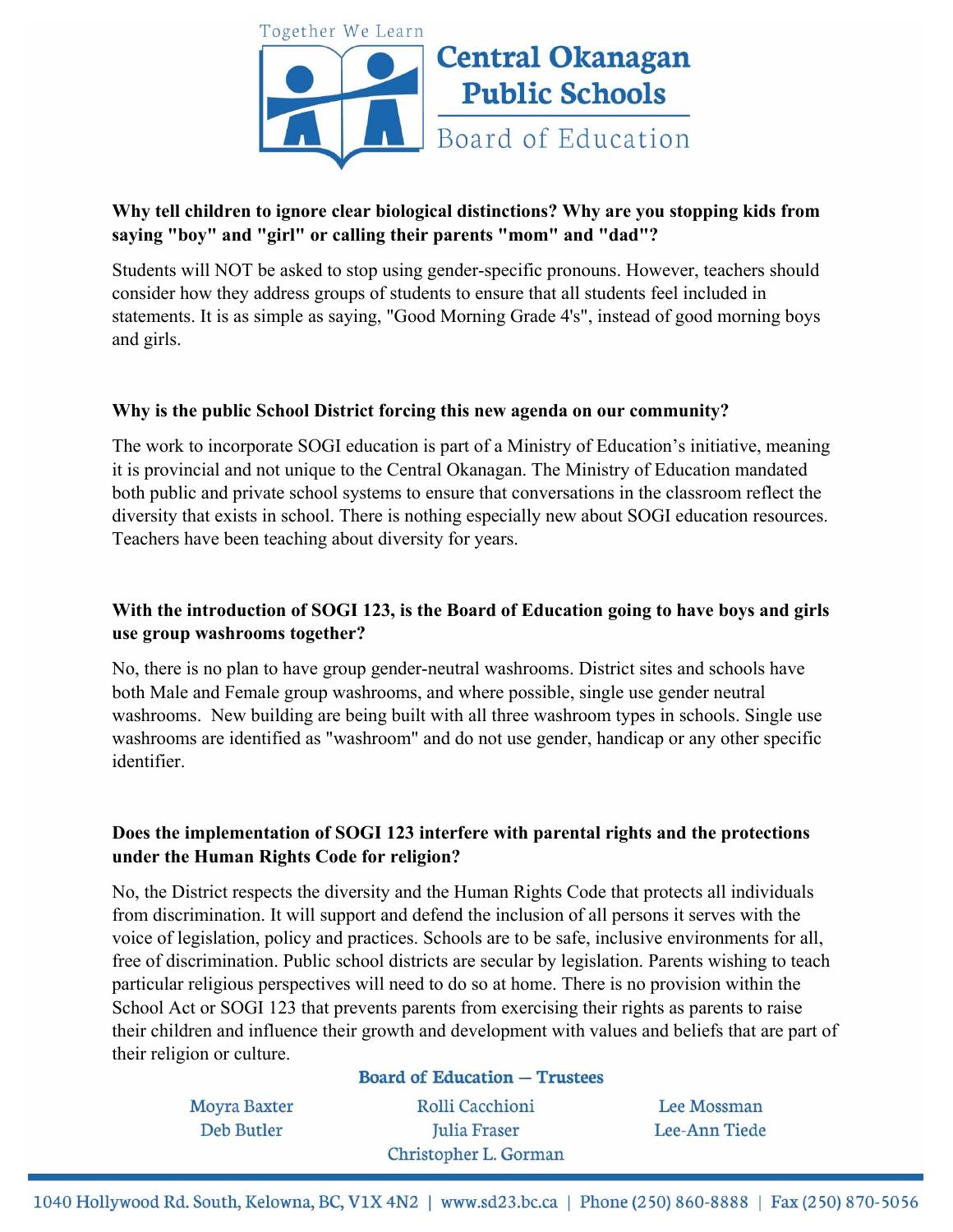**Why tell children to ignore clear biological distinctions? Why are you stopping kids from saying "boy" and "girl" or calling their parents "mom" and "dad"?**

Students will NOT be asked to stop using gender-specific pronouns. However, teachers should consider how they address groups of students to ensure that all students feel included in statements. It is as simple as saying, "Good Morning Grade 4's", instead of good morning boys and girls.

**Why is the public School District forcing this new agenda on our community?**

The work to incorporate SOGI education is part of a Ministry of Education's initiative, meaning it is provincial and not unique to the Central Okanagan. The Ministry of Education mandated both public and private school systems to ensure that conversations in the classroom reflect the diversity that exists in school. There is nothing especially new about SOGI education resources. Teachers have been teaching about diversity for years.

**With the introduction of SOGI 123, is the Board of Education going to have boys and girls use group washrooms together?**

No, there is no plan to have group gender-neutral washrooms. District sites and schools have both Male and Female group washrooms, and where possible, single use gender neutral washrooms. New building are being built with all three washroom types in schools. Single use washrooms are identified as "washroom" and do not use gender, handicap or any other specific identifier.

**Does the implementation of SOGI 123 interfere with parental rights and the protections under the Human Rights Code for religion?**

No, the District respects the diversity and the Human Rights Code that protects all individuals from discrimination. It will support and defend the inclusion of all persons it serves with the voice of legislation, policy and practices. Schools are to be safe, inclusive environments for all, free of discrimination. Public school districts are secular by legislation. Parents wishing to teach particular religious perspectives will need to do so at home. There is no provision within the School Act or SOGI 123 that prevents parents from exercising their rights as parents to raise their children and influence their growth and development with values and beliefs that are part of their religion or culture.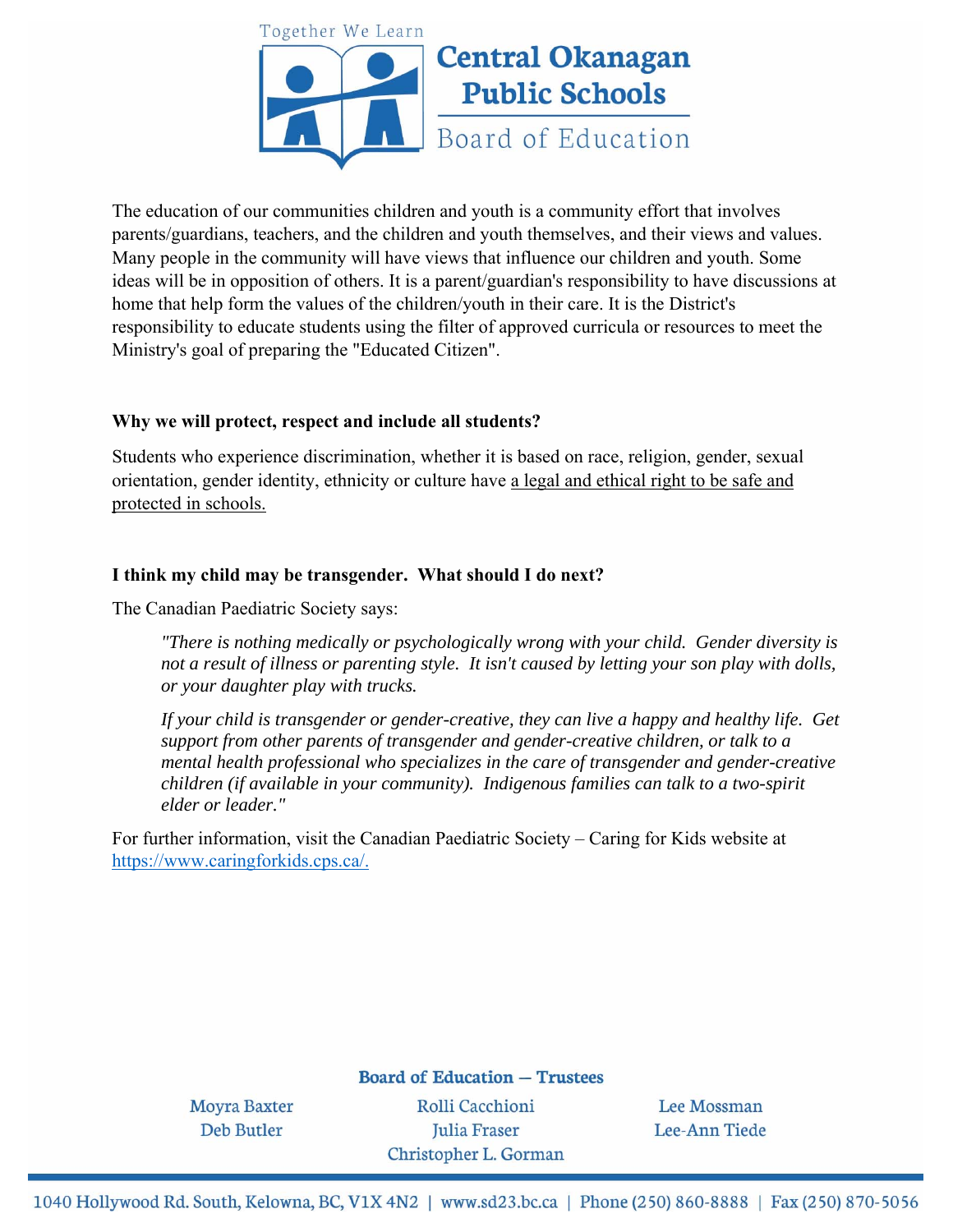Together We Learn

**Central Okanagan Public Schools**

Board of Education

The education of our communities children and youth is a community effort that involves parents/guardians, teachers, and the children and youth themselves, and their views and values. Many people in the community will have views that influence our children and youth. Some ideas will be in opposition of others. It is a parent/guardian's responsibility to have discussions at home that help form the values of the children/youth in their care. It is the District's responsibility to educate students using the filter of approved curricula or resources to meet the Ministry's goal of preparing the "Educated Citizen".

**Why we will protect, respect and include all students?**

Students who experience discrimination, whether it is based on race, religion, gender, sexual orientation, gender identity, ethnicity or culture have a legal and ethical right to be safe and protected in schools.

**I think my child may be transgender. What should I do next?**

The Canadian Paediatric Society says:

> *"There is nothing medically or psychologically wrong with your child. Gender diversity is not a result of illness or parenting style. It isn't caused by letting your son play with dolls, or your daughter play with trucks.*
>
> *If your child is transgender or gender-creative, they can live a happy and healthy life. Get support from other parents of transgender and gender-creative children, or talk to a mental health professional who specializes in the care of transgender and gender-creative children (if available in your community). Indigenous families can talk to a two-spirit elder or leader."*

For further information, visit the Canadian Paediatric Society – Caring for Kids website at https://www.caringforkids.cps.ca/.

**Board of Education — Trustees**

Moyra Baxter
Deb Butler
Rolli Cacchioni
Julia Fraser
Christopher L. Gorman
Lee Mossman
Lee-Ann Tiede

1040 Hollywood Rd. South, Kelowna, BC, V1X 4N2 | www.sd23.bc.ca | Phone (250) 860-8888 | Fax (250) 870-5056